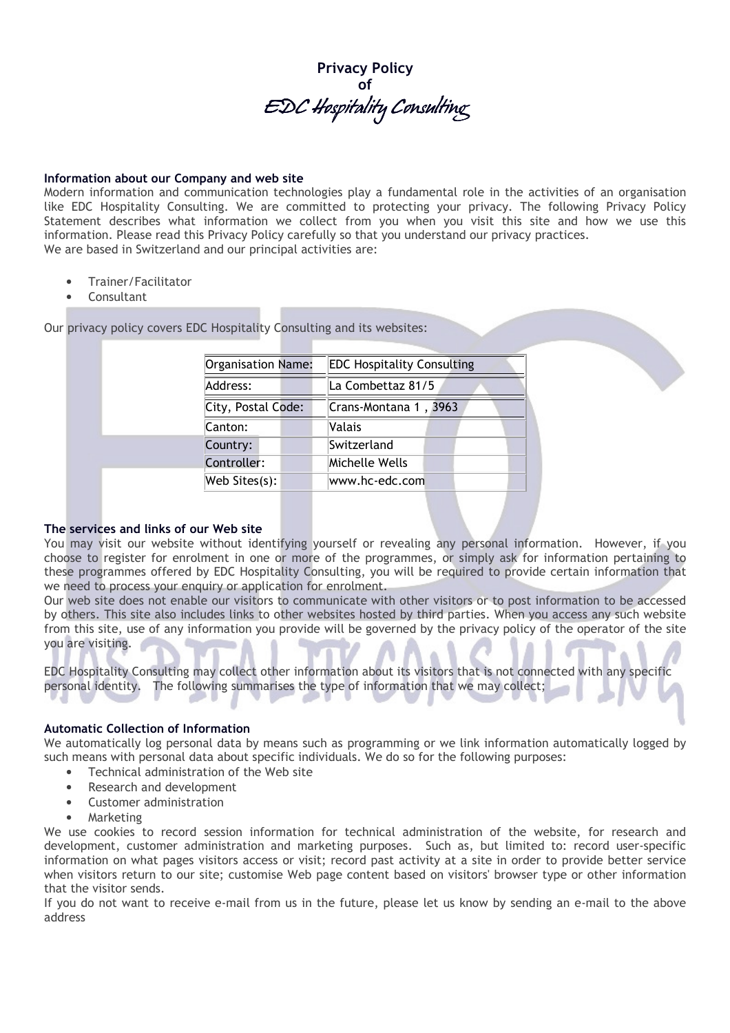# Privacy Policy
# of
# EDC Hospitality Consulting

### Information about our Company and web site

Modern information and communication technologies play a fundamental role in the activities of an organisation like EDC Hospitality Consulting. We are committed to protecting your privacy. The following Privacy Policy Statement describes what information we collect from you when you visit this site and how we use this information. Please read this Privacy Policy carefully so that you understand our privacy practices.
We are based in Switzerland and our principal activities are:

- Trainer/Facilitator
- Consultant

Our privacy policy covers EDC Hospitality Consulting and its websites:

| Organisation Name: | EDC Hospitality Consulting |
|---|---|
| Address: | La Combettaz 81/5 |
| City, Postal Code: | Crans-Montana 1 , 3963 |
| Canton: | Valais |
| Country: | Switzerland |
| Controller: | Michelle Wells |
| Web Sites(s): | www.hc-edc.com |

### The services and links of our Web site

You may visit our website without identifying yourself or revealing any personal information. However, if you choose to register for enrolment in one or more of the programmes, or simply ask for information pertaining to these programmes offered by EDC Hospitality Consulting, you will be required to provide certain information that we need to process your enquiry or application for enrolment.
Our web site does not enable our visitors to communicate with other visitors or to post information to be accessed by others. This site also includes links to other websites hosted by third parties. When you access any such website from this site, use of any information you provide will be governed by the privacy policy of the operator of the site you are visiting.

EDC Hospitality Consulting may collect other information about its visitors that is not connected with any specific personal identity. The following summarises the type of information that we may collect;

### Automatic Collection of Information

We automatically log personal data by means such as programming or we link information automatically logged by such means with personal data about specific individuals. We do so for the following purposes:

- Technical administration of the Web site
- Research and development
- Customer administration
- Marketing

We use cookies to record session information for technical administration of the website, for research and development, customer administration and marketing purposes. Such as, but limited to: record user-specific information on what pages visitors access or visit; record past activity at a site in order to provide better service when visitors return to our site; customise Web page content based on visitors' browser type or other information that the visitor sends.
If you do not want to receive e-mail from us in the future, please let us know by sending an e-mail to the above address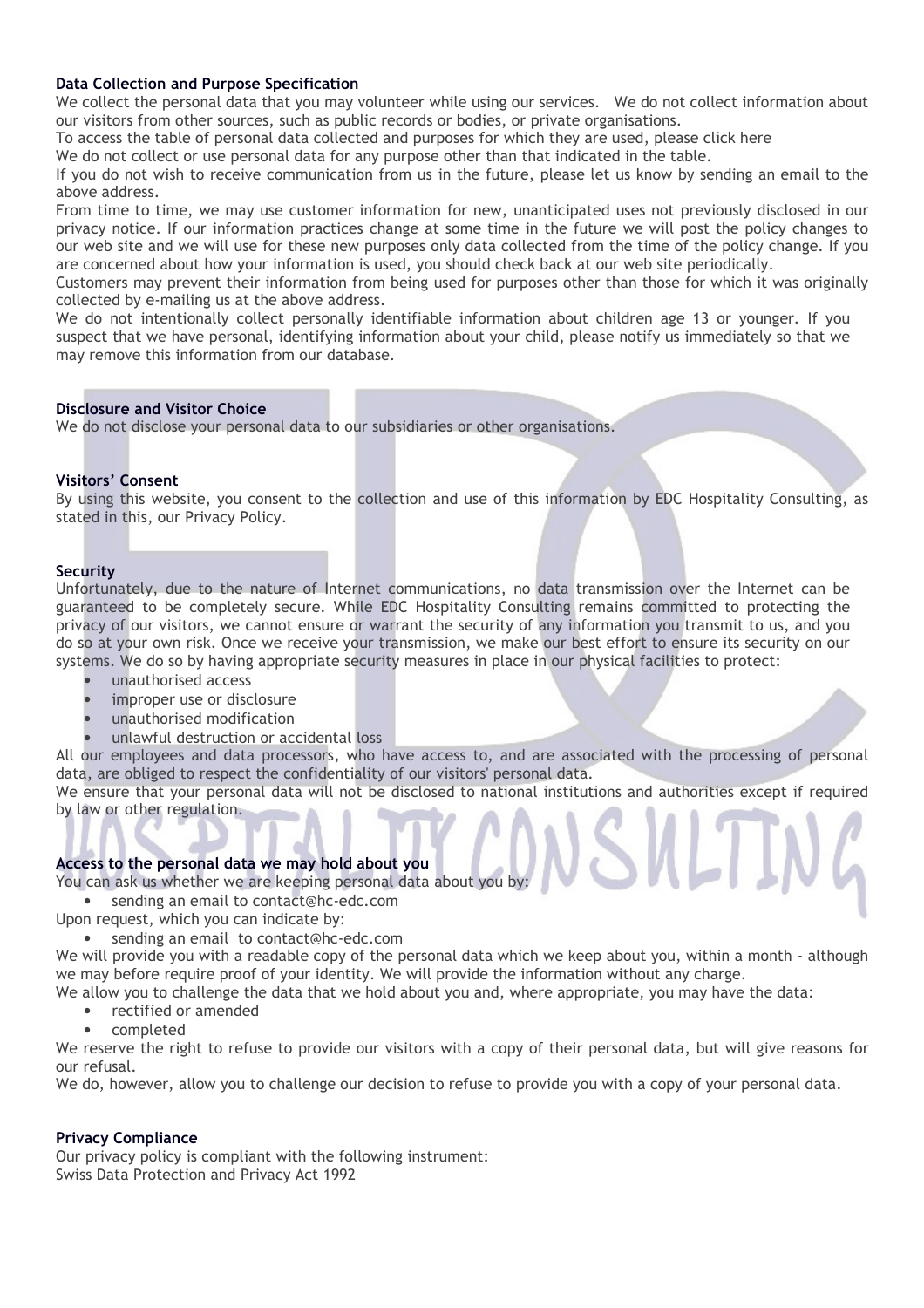**Data Collection and Purpose Specification**

We collect the personal data that you may volunteer while using our services. We do not collect information about our visitors from other sources, such as public records or bodies, or private organisations.

To access the table of personal data collected and purposes for which they are used, please click here

We do not collect or use personal data for any purpose other than that indicated in the table.

If you do not wish to receive communication from us in the future, please let us know by sending an email to the above address.

From time to time, we may use customer information for new, unanticipated uses not previously disclosed in our privacy notice. If our information practices change at some time in the future we will post the policy changes to our web site and we will use for these new purposes only data collected from the time of the policy change. If you are concerned about how your information is used, you should check back at our web site periodically.

Customers may prevent their information from being used for purposes other than those for which it was originally collected by e-mailing us at the above address.

We do not intentionally collect personally identifiable information about children age 13 or younger. If you suspect that we have personal, identifying information about your child, please notify us immediately so that we may remove this information from our database.

**Disclosure and Visitor Choice**

We do not disclose your personal data to our subsidiaries or other organisations.

**Visitors' Consent**

By using this website, you consent to the collection and use of this information by EDC Hospitality Consulting, as stated in this, our Privacy Policy.

**Security**

Unfortunately, due to the nature of Internet communications, no data transmission over the Internet can be guaranteed to be completely secure. While EDC Hospitality Consulting remains committed to protecting the privacy of our visitors, we cannot ensure or warrant the security of any information you transmit to us, and you do so at your own risk. Once we receive your transmission, we make our best effort to ensure its security on our systems. We do so by having appropriate security measures in place in our physical facilities to protect:

- unauthorised access
- improper use or disclosure
- unauthorised modification
- unlawful destruction or accidental loss

All our employees and data processors, who have access to, and are associated with the processing of personal data, are obliged to respect the confidentiality of our visitors' personal data.

We ensure that your personal data will not be disclosed to national institutions and authorities except if required by law or other regulation.

**Access to the personal data we may hold about you**

You can ask us whether we are keeping personal data about you by:

- sending an email to contact@hc-edc.com

Upon request, which you can indicate by:

- sending an email to contact@hc-edc.com

We will provide you with a readable copy of the personal data which we keep about you, within a month - although we may before require proof of your identity. We will provide the information without any charge.

We allow you to challenge the data that we hold about you and, where appropriate, you may have the data:

- rectified or amended
- completed

We reserve the right to refuse to provide our visitors with a copy of their personal data, but will give reasons for our refusal.

We do, however, allow you to challenge our decision to refuse to provide you with a copy of your personal data.

**Privacy Compliance**

Our privacy policy is compliant with the following instrument:
Swiss Data Protection and Privacy Act 1992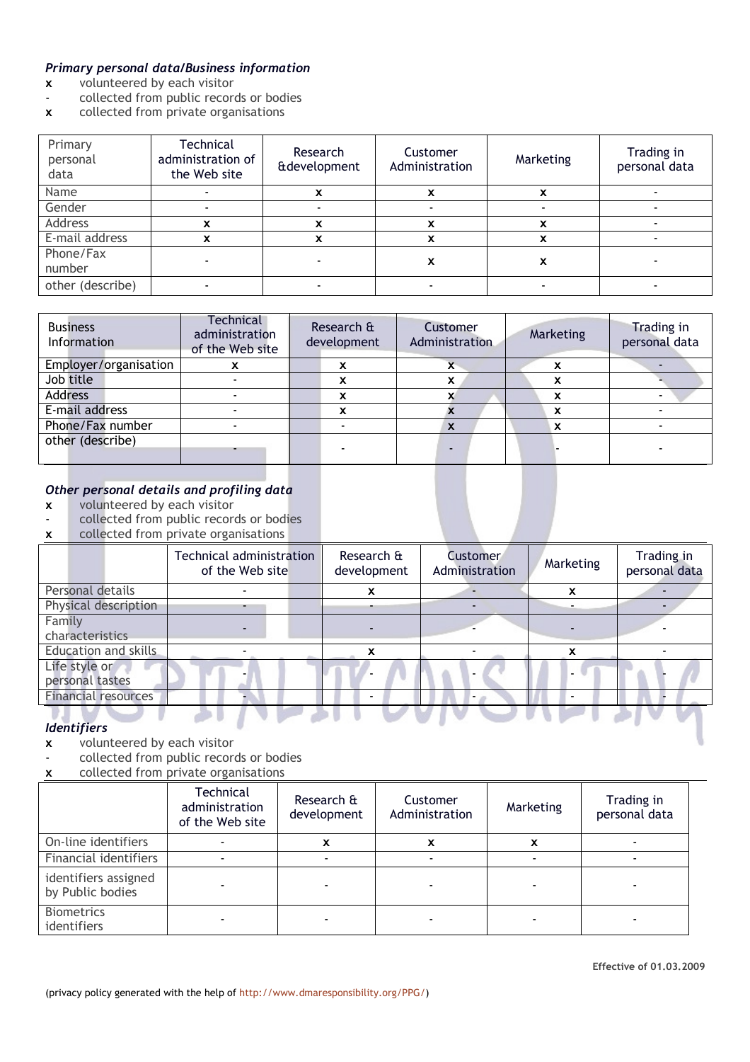*Primary personal data/Business information*

x volunteered by each visitor
- collected from public records or bodies
x collected from private organisations

| Primary personal data | Technical administration of the Web site | Research &development | Customer Administration | Marketing | Trading in personal data |
|---|---|---|---|---|---|
| Name | - | x | x | x | - |
| Gender | - | - | - | - | - |
| Address | x | x | x | x | - |
| E-mail address | x | x | x | x | - |
| Phone/Fax number | - | - | x | x | - |
| other (describe) | - | - | - | - | - |

| Business Information | Technical administration of the Web site | Research & development | Customer Administration | Marketing | Trading in personal data |
|---|---|---|---|---|---|
| Employer/organisation | x | x | x | x | - |
| Job title | - | x | x | x | - |
| Address | - | x | x | x | - |
| E-mail address | - | x | x | x | - |
| Phone/Fax number | - | - | x | x | - |
| other (describe) | - | - | - | - | - |

*Other personal details and profiling data*

x volunteered by each visitor
- collected from public records or bodies
x collected from private organisations

| | Technical administration of the Web site | Research & development | Customer Administration | Marketing | Trading in personal data |
|---|---|---|---|---|---|
| Personal details | - | x | - | x | - |
| Physical description | - | - | - | - | - |
| Family characteristics | - | - | - | - | - |
| Education and skills | - | x | - | x | - |
| Life style or personal tastes | - | - | - | - | - |
| Financial resources | - | - | - | - | - |

*Identifiers*

x volunteered by each visitor
- collected from public records or bodies
x collected from private organisations

| | Technical administration of the Web site | Research & development | Customer Administration | Marketing | Trading in personal data |
|---|---|---|---|---|---|
| On-line identifiers | - | x | x | x | - |
| Financial identifiers | - | - | - | - | - |
| identifiers assigned by Public bodies | - | - | - | - | - |
| Biometrics identifiers | - | - | - | - | - |

**Effective of 01.03.2009**

(privacy policy generated with the help of http://www.dmaresponsibility.org/PPG/)